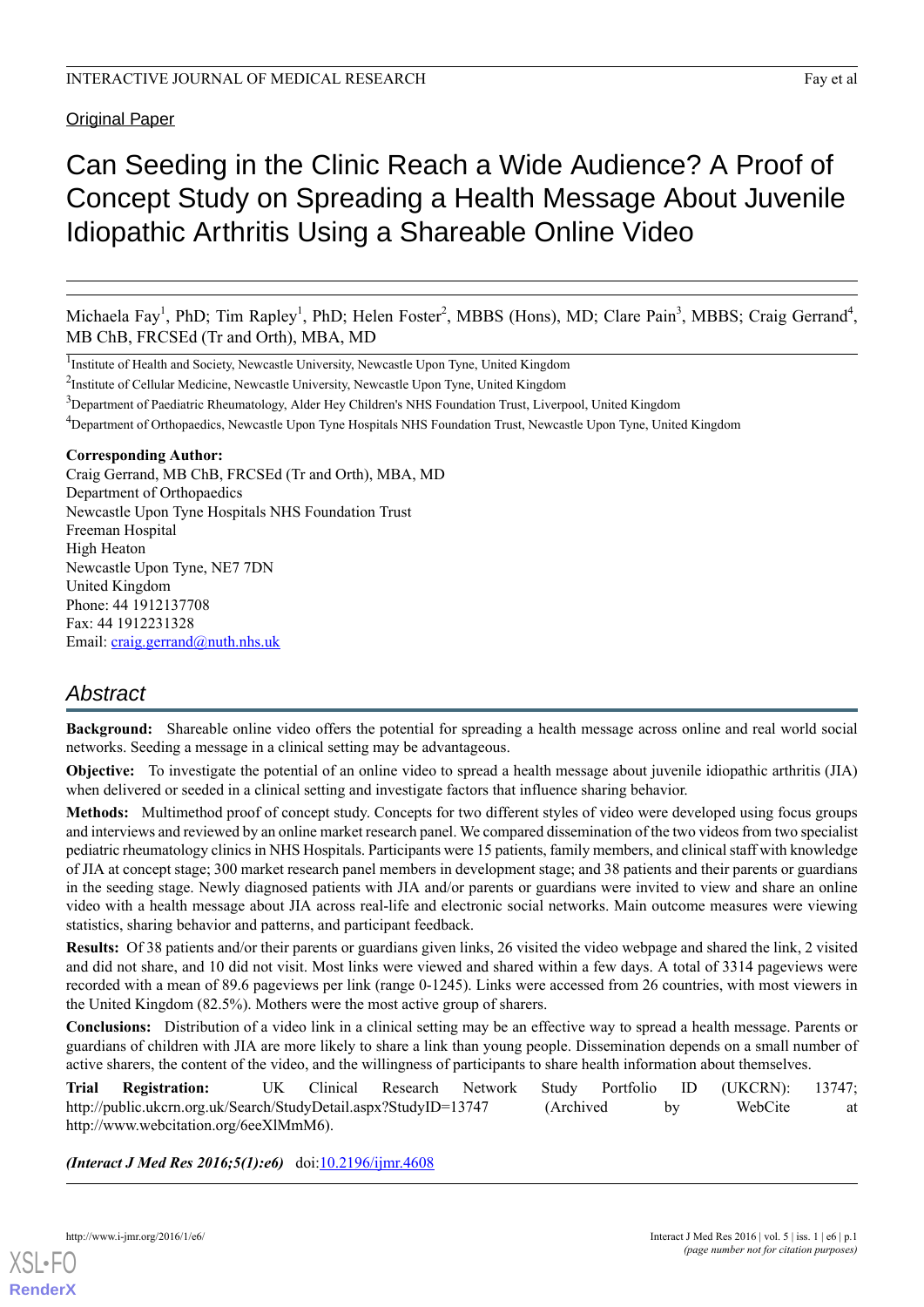Original Paper

# Can Seeding in the Clinic Reach a Wide Audience? A Proof of Concept Study on Spreading a Health Message About Juvenile Idiopathic Arthritis Using a Shareable Online Video

Michaela Fay[1], PhD; Tim Rapley[1], PhD; Helen Foster[2], MBBS (Hons), MD; Clare Pain[3], MBBS; Craig Gerrand[4], MB ChB, FRCSEd (Tr and Orth), MBA, MD

[1]Institute of Health and Society, Newcastle University, Newcastle Upon Tyne, United Kingdom

[2]Institute of Cellular Medicine, Newcastle University, Newcastle Upon Tyne, United Kingdom

[3]Department of Paediatric Rheumatology, Alder Hey Children's NHS Foundation Trust, Liverpool, United Kingdom

[4]Department of Orthopaedics, Newcastle Upon Tyne Hospitals NHS Foundation Trust, Newcastle Upon Tyne, United Kingdom

**Corresponding Author:**
Craig Gerrand, MB ChB, FRCSEd (Tr and Orth), MBA, MD
Department of Orthopaedics
Newcastle Upon Tyne Hospitals NHS Foundation Trust
Freeman Hospital
High Heaton
Newcastle Upon Tyne, NE7 7DN
United Kingdom
Phone: 44 1912137708
Fax: 44 1912231328
Email: craig.gerrand@nuth.nhs.uk

## Abstract

**Background:** Shareable online video offers the potential for spreading a health message across online and real world social networks. Seeding a message in a clinical setting may be advantageous.

**Objective:** To investigate the potential of an online video to spread a health message about juvenile idiopathic arthritis (JIA) when delivered or seeded in a clinical setting and investigate factors that influence sharing behavior.

**Methods:** Multimethod proof of concept study. Concepts for two different styles of video were developed using focus groups and interviews and reviewed by an online market research panel. We compared dissemination of the two videos from two specialist pediatric rheumatology clinics in NHS Hospitals. Participants were 15 patients, family members, and clinical staff with knowledge of JIA at concept stage; 300 market research panel members in development stage; and 38 patients and their parents or guardians in the seeding stage. Newly diagnosed patients with JIA and/or parents or guardians were invited to view and share an online video with a health message about JIA across real-life and electronic social networks. Main outcome measures were viewing statistics, sharing behavior and patterns, and participant feedback.

**Results:** Of 38 patients and/or their parents or guardians given links, 26 visited the video webpage and shared the link, 2 visited and did not share, and 10 did not visit. Most links were viewed and shared within a few days. A total of 3314 pageviews were recorded with a mean of 89.6 pageviews per link (range 0-1245). Links were accessed from 26 countries, with most viewers in the United Kingdom (82.5%). Mothers were the most active group of sharers.

**Conclusions:** Distribution of a video link in a clinical setting may be an effective way to spread a health message. Parents or guardians of children with JIA are more likely to share a link than young people. Dissemination depends on a small number of active sharers, the content of the video, and the willingness of participants to share health information about themselves.

**Trial Registration:** UK Clinical Research Network Study Portfolio ID (UKCRN): 13747; http://public.ukcrn.org.uk/Search/StudyDetail.aspx?StudyID=13747 (Archived by WebCite at http://www.webcitation.org/6eeXlMmM6).

***(Interact J Med Res 2016;5(1):e6)*** doi:10.2196/ijmr.4608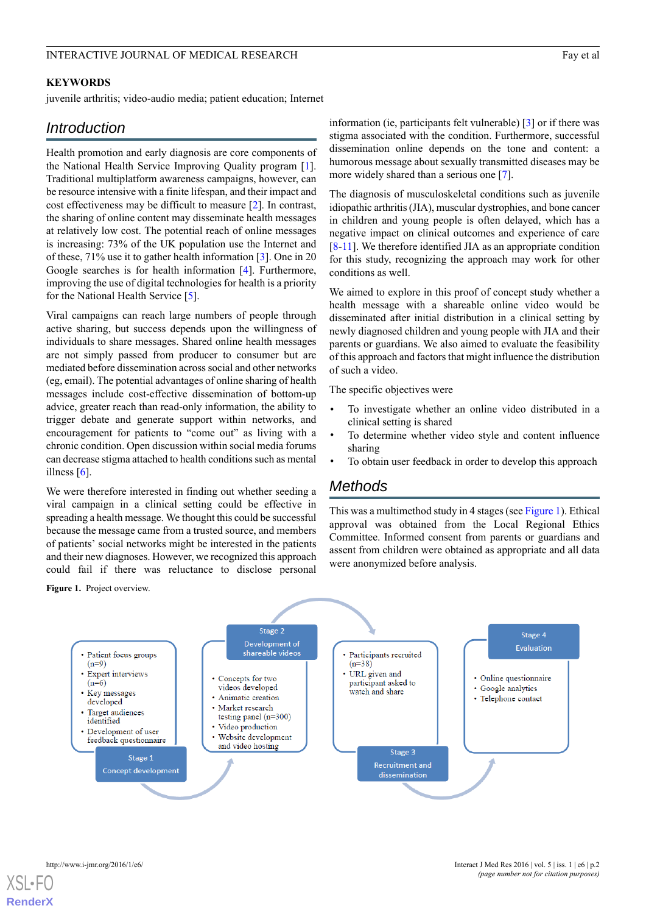## KEYWORDS

juvenile arthritis; video-audio media; patient education; Internet

## Introduction

Health promotion and early diagnosis are core components of the National Health Service Improving Quality program [1]. Traditional multiplatform awareness campaigns, however, can be resource intensive with a finite lifespan, and their impact and cost effectiveness may be difficult to measure [2]. In contrast, the sharing of online content may disseminate health messages at relatively low cost. The potential reach of online messages is increasing: 73% of the UK population use the Internet and of these, 71% use it to gather health information [3]. One in 20 Google searches is for health information [4]. Furthermore, improving the use of digital technologies for health is a priority for the National Health Service [5].

Viral campaigns can reach large numbers of people through active sharing, but success depends upon the willingness of individuals to share messages. Shared online health messages are not simply passed from producer to consumer but are mediated before dissemination across social and other networks (eg, email). The potential advantages of online sharing of health messages include cost-effective dissemination of bottom-up advice, greater reach than read-only information, the ability to trigger debate and generate support within networks, and encouragement for patients to "come out" as living with a chronic condition. Open discussion within social media forums can decrease stigma attached to health conditions such as mental illness [6].

We were therefore interested in finding out whether seeding a viral campaign in a clinical setting could be effective in spreading a health message. We thought this could be successful because the message came from a trusted source, and members of patients' social networks might be interested in the patients and their new diagnoses. However, we recognized this approach could fail if there was reluctance to disclose personal information (ie, participants felt vulnerable) [3] or if there was stigma associated with the condition. Furthermore, successful dissemination online depends on the tone and content: a humorous message about sexually transmitted diseases may be more widely shared than a serious one [7].

The diagnosis of musculoskeletal conditions such as juvenile idiopathic arthritis (JIA), muscular dystrophies, and bone cancer in children and young people is often delayed, which has a negative impact on clinical outcomes and experience of care [8-11]. We therefore identified JIA as an appropriate condition for this study, recognizing the approach may work for other conditions as well.

We aimed to explore in this proof of concept study whether a health message with a shareable online video would be disseminated after initial distribution in a clinical setting by newly diagnosed children and young people with JIA and their parents or guardians. We also aimed to evaluate the feasibility of this approach and factors that might influence the distribution of such a video.

The specific objectives were

- To investigate whether an online video distributed in a clinical setting is shared
- To determine whether video style and content influence sharing
- To obtain user feedback in order to develop this approach

## Methods

This was a multimethod study in 4 stages (see Figure 1). Ethical approval was obtained from the Local Regional Ethics Committee. Informed consent from parents or guardians and assent from children were obtained as appropriate and all data were anonymized before analysis.

**Figure 1.** Project overview.

Stage 1 – Concept development
- Patient focus groups (n=9)
- Expert interviews (n=6)
- Key messages developed
- Target audiences identified
- Development of user feedback questionnaire

Stage 2 – Development of shareable videos
- Concepts for two videos developed
- Animatic creation
- Market research testing panel (n=300)
- Video production
- Website development and video hosting

Stage 3 – Recruitment and dissemination
- Participants recruited (n=38)
- URL given and participant asked to watch and share

Stage 4 – Evaluation
- Online questionnaire
- Google analytics
- Telephone contact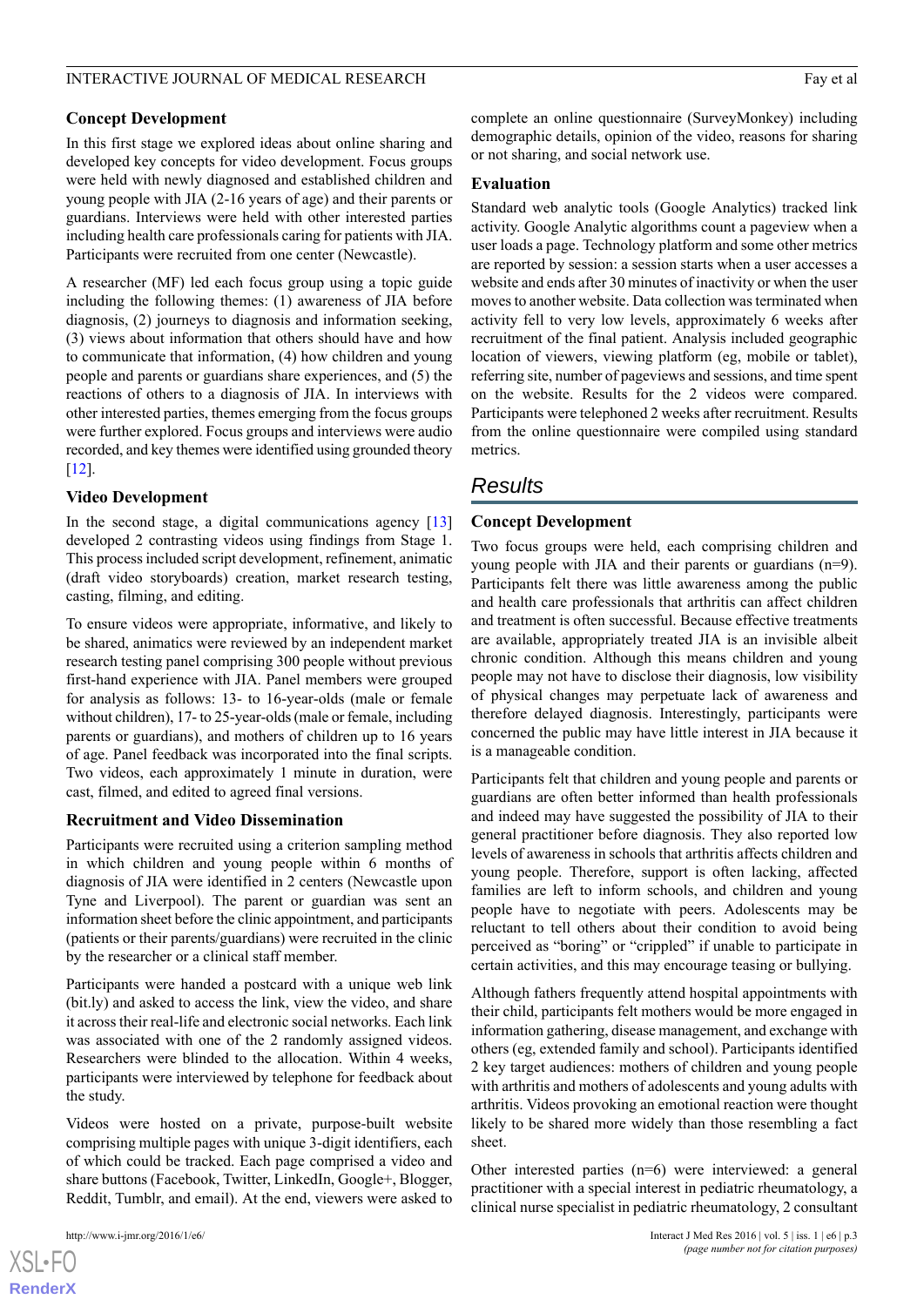### Concept Development

In this first stage we explored ideas about online sharing and developed key concepts for video development. Focus groups were held with newly diagnosed and established children and young people with JIA (2-16 years of age) and their parents or guardians. Interviews were held with other interested parties including health care professionals caring for patients with JIA. Participants were recruited from one center (Newcastle).

A researcher (MF) led each focus group using a topic guide including the following themes: (1) awareness of JIA before diagnosis, (2) journeys to diagnosis and information seeking, (3) views about information that others should have and how to communicate that information, (4) how children and young people and parents or guardians share experiences, and (5) the reactions of others to a diagnosis of JIA. In interviews with other interested parties, themes emerging from the focus groups were further explored. Focus groups and interviews were audio recorded, and key themes were identified using grounded theory [12].

### Video Development

In the second stage, a digital communications agency [13] developed 2 contrasting videos using findings from Stage 1. This process included script development, refinement, animatic (draft video storyboards) creation, market research testing, casting, filming, and editing.

To ensure videos were appropriate, informative, and likely to be shared, animatics were reviewed by an independent market research testing panel comprising 300 people without previous first-hand experience with JIA. Panel members were grouped for analysis as follows: 13- to 16-year-olds (male or female without children), 17- to 25-year-olds (male or female, including parents or guardians), and mothers of children up to 16 years of age. Panel feedback was incorporated into the final scripts. Two videos, each approximately 1 minute in duration, were cast, filmed, and edited to agreed final versions.

### Recruitment and Video Dissemination

Participants were recruited using a criterion sampling method in which children and young people within 6 months of diagnosis of JIA were identified in 2 centers (Newcastle upon Tyne and Liverpool). The parent or guardian was sent an information sheet before the clinic appointment, and participants (patients or their parents/guardians) were recruited in the clinic by the researcher or a clinical staff member.

Participants were handed a postcard with a unique web link (bit.ly) and asked to access the link, view the video, and share it across their real-life and electronic social networks. Each link was associated with one of the 2 randomly assigned videos. Researchers were blinded to the allocation. Within 4 weeks, participants were interviewed by telephone for feedback about the study.

Videos were hosted on a private, purpose-built website comprising multiple pages with unique 3-digit identifiers, each of which could be tracked. Each page comprised a video and share buttons (Facebook, Twitter, LinkedIn, Google+, Blogger, Reddit, Tumblr, and email). At the end, viewers were asked to complete an online questionnaire (SurveyMonkey) including demographic details, opinion of the video, reasons for sharing or not sharing, and social network use.

### Evaluation

Standard web analytic tools (Google Analytics) tracked link activity. Google Analytic algorithms count a pageview when a user loads a page. Technology platform and some other metrics are reported by session: a session starts when a user accesses a website and ends after 30 minutes of inactivity or when the user moves to another website. Data collection was terminated when activity fell to very low levels, approximately 6 weeks after recruitment of the final patient. Analysis included geographic location of viewers, viewing platform (eg, mobile or tablet), referring site, number of pageviews and sessions, and time spent on the website. Results for the 2 videos were compared. Participants were telephoned 2 weeks after recruitment. Results from the online questionnaire were compiled using standard metrics.

## Results

### Concept Development

Two focus groups were held, each comprising children and young people with JIA and their parents or guardians (n=9). Participants felt there was little awareness among the public and health care professionals that arthritis can affect children and treatment is often successful. Because effective treatments are available, appropriately treated JIA is an invisible albeit chronic condition. Although this means children and young people may not have to disclose their diagnosis, low visibility of physical changes may perpetuate lack of awareness and therefore delayed diagnosis. Interestingly, participants were concerned the public may have little interest in JIA because it is a manageable condition.

Participants felt that children and young people and parents or guardians are often better informed than health professionals and indeed may have suggested the possibility of JIA to their general practitioner before diagnosis. They also reported low levels of awareness in schools that arthritis affects children and young people. Therefore, support is often lacking, affected families are left to inform schools, and children and young people have to negotiate with peers. Adolescents may be reluctant to tell others about their condition to avoid being perceived as "boring" or "crippled" if unable to participate in certain activities, and this may encourage teasing or bullying.

Although fathers frequently attend hospital appointments with their child, participants felt mothers would be more engaged in information gathering, disease management, and exchange with others (eg, extended family and school). Participants identified 2 key target audiences: mothers of children and young people with arthritis and mothers of adolescents and young adults with arthritis. Videos provoking an emotional reaction were thought likely to be shared more widely than those resembling a fact sheet.

Other interested parties (n=6) were interviewed: a general practitioner with a special interest in pediatric rheumatology, a clinical nurse specialist in pediatric rheumatology, 2 consultant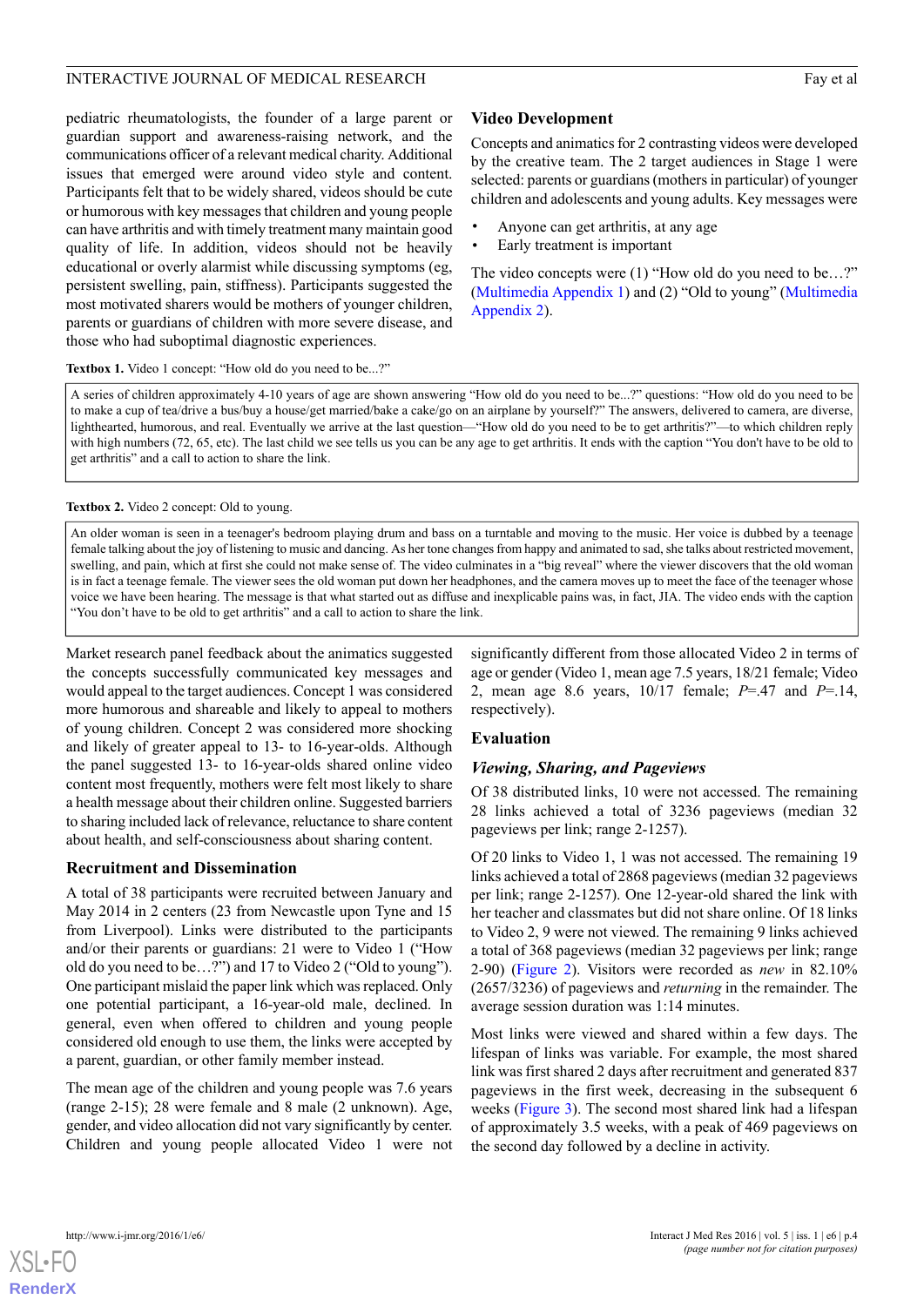pediatric rheumatologists, the founder of a large parent or guardian support and awareness-raising network, and the communications officer of a relevant medical charity. Additional issues that emerged were around video style and content. Participants felt that to be widely shared, videos should be cute or humorous with key messages that children and young people can have arthritis and with timely treatment many maintain good quality of life. In addition, videos should not be heavily educational or overly alarmist while discussing symptoms (eg, persistent swelling, pain, stiffness). Participants suggested the most motivated sharers would be mothers of younger children, parents or guardians of children with more severe disease, and those who had suboptimal diagnostic experiences.

### Video Development

Concepts and animatics for 2 contrasting videos were developed by the creative team. The 2 target audiences in Stage 1 were selected: parents or guardians (mothers in particular) of younger children and adolescents and young adults. Key messages were

- Anyone can get arthritis, at any age
- Early treatment is important

The video concepts were (1) "How old do you need to be…?" (Multimedia Appendix 1) and (2) "Old to young" (Multimedia Appendix 2).

**Textbox 1.** Video 1 concept: "How old do you need to be...?"

> A series of children approximately 4-10 years of age are shown answering "How old do you need to be...?" questions: "How old do you need to be to make a cup of tea/drive a bus/buy a house/get married/bake a cake/go on an airplane by yourself?" The answers, delivered to camera, are diverse, lighthearted, humorous, and real. Eventually we arrive at the last question—"How old do you need to be to get arthritis?"—to which children reply with high numbers (72, 65, etc). The last child we see tells us you can be any age to get arthritis. It ends with the caption "You don't have to be old to get arthritis" and a call to action to share the link.

**Textbox 2.** Video 2 concept: Old to young.

> An older woman is seen in a teenager's bedroom playing drum and bass on a turntable and moving to the music. Her voice is dubbed by a teenage female talking about the joy of listening to music and dancing. As her tone changes from happy and animated to sad, she talks about restricted movement, swelling, and pain, which at first she could not make sense of. The video culminates in a "big reveal" where the viewer discovers that the old woman is in fact a teenage female. The viewer sees the old woman put down her headphones, and the camera moves up to meet the face of the teenager whose voice we have been hearing. The message is that what started out as diffuse and inexplicable pains was, in fact, JIA. The video ends with the caption "You don't have to be old to get arthritis" and a call to action to share the link.

Market research panel feedback about the animatics suggested the concepts successfully communicated key messages and would appeal to the target audiences. Concept 1 was considered more humorous and shareable and likely to appeal to mothers of young children. Concept 2 was considered more shocking and likely of greater appeal to 13- to 16-year-olds. Although the panel suggested 13- to 16-year-olds shared online video content most frequently, mothers were felt most likely to share a health message about their children online. Suggested barriers to sharing included lack of relevance, reluctance to share content about health, and self-consciousness about sharing content.

### Recruitment and Dissemination

A total of 38 participants were recruited between January and May 2014 in 2 centers (23 from Newcastle upon Tyne and 15 from Liverpool). Links were distributed to the participants and/or their parents or guardians: 21 were to Video 1 ("How old do you need to be…?") and 17 to Video 2 ("Old to young"). One participant mislaid the paper link which was replaced. Only one potential participant, a 16-year-old male, declined. In general, even when offered to children and young people considered old enough to use them, the links were accepted by a parent, guardian, or other family member instead.

The mean age of the children and young people was 7.6 years (range 2-15); 28 were female and 8 male (2 unknown). Age, gender, and video allocation did not vary significantly by center. Children and young people allocated Video 1 were not significantly different from those allocated Video 2 in terms of age or gender (Video 1, mean age 7.5 years, 18/21 female; Video 2, mean age 8.6 years, 10/17 female; $P$=.47 and $P$=.14, respectively).

### Evaluation

#### *Viewing, Sharing, and Pageviews*

Of 38 distributed links, 10 were not accessed. The remaining 28 links achieved a total of 3236 pageviews (median 32 pageviews per link; range 2-1257).

Of 20 links to Video 1, 1 was not accessed. The remaining 19 links achieved a total of 2868 pageviews (median 32 pageviews per link; range 2-1257). One 12-year-old shared the link with her teacher and classmates but did not share online. Of 18 links to Video 2, 9 were not viewed. The remaining 9 links achieved a total of 368 pageviews (median 32 pageviews per link; range 2-90) (Figure 2). Visitors were recorded as *new* in 82.10% (2657/3236) of pageviews and *returning* in the remainder. The average session duration was 1:14 minutes.

Most links were viewed and shared within a few days. The lifespan of links was variable. For example, the most shared link was first shared 2 days after recruitment and generated 837 pageviews in the first week, decreasing in the subsequent 6 weeks (Figure 3). The second most shared link had a lifespan of approximately 3.5 weeks, with a peak of 469 pageviews on the second day followed by a decline in activity.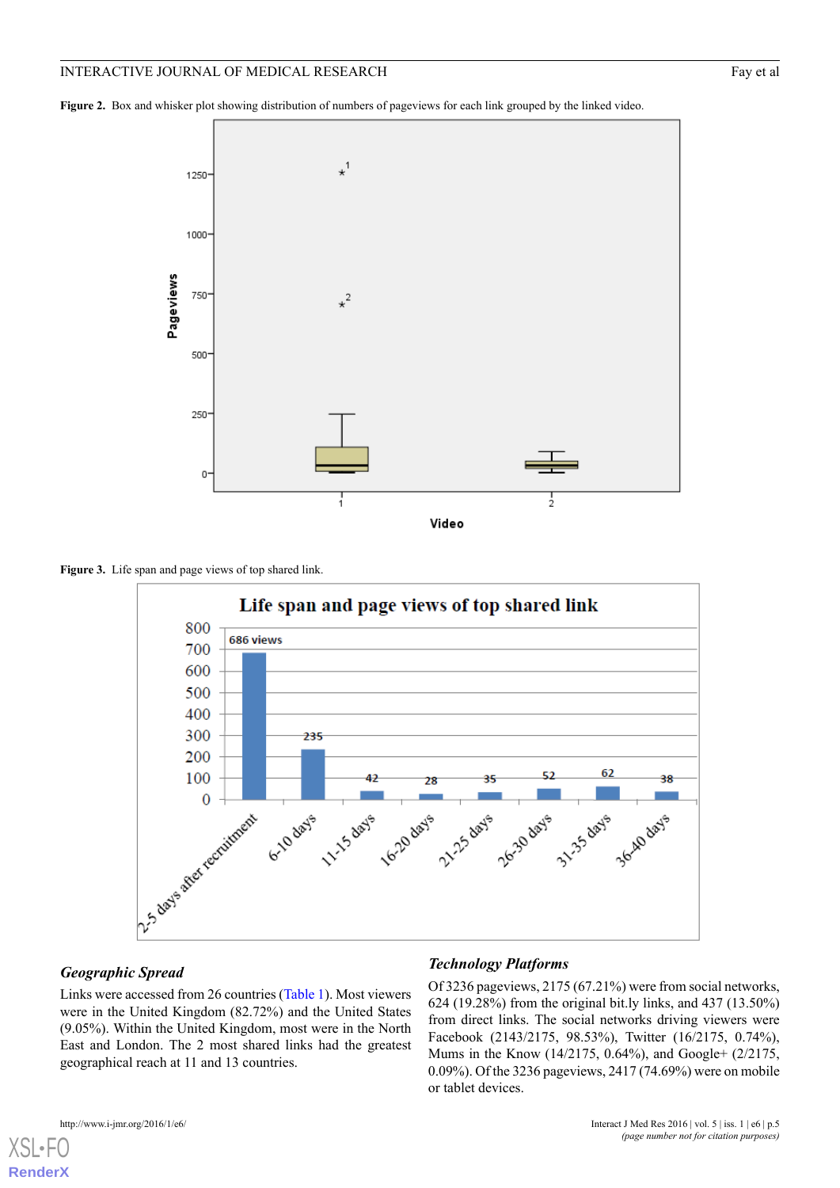**Figure 2.** Box and whisker plot showing distribution of numbers of pageviews for each link grouped by the linked video.

**Figure 3.** Life span and page views of top shared link.

### *Geographic Spread*

Links were accessed from 26 countries (Table 1). Most viewers were in the United Kingdom (82.72%) and the United States (9.05%). Within the United Kingdom, most were in the North East and London. The 2 most shared links had the greatest geographical reach at 11 and 13 countries.

### *Technology Platforms*

Of 3236 pageviews, 2175 (67.21%) were from social networks, 624 (19.28%) from the original bit.ly links, and 437 (13.50%) from direct links. The social networks driving viewers were Facebook (2143/2175, 98.53%), Twitter (16/2175, 0.74%), Mums in the Know (14/2175, 0.64%), and Google+ (2/2175, 0.09%). Of the 3236 pageviews, 2417 (74.69%) were on mobile or tablet devices.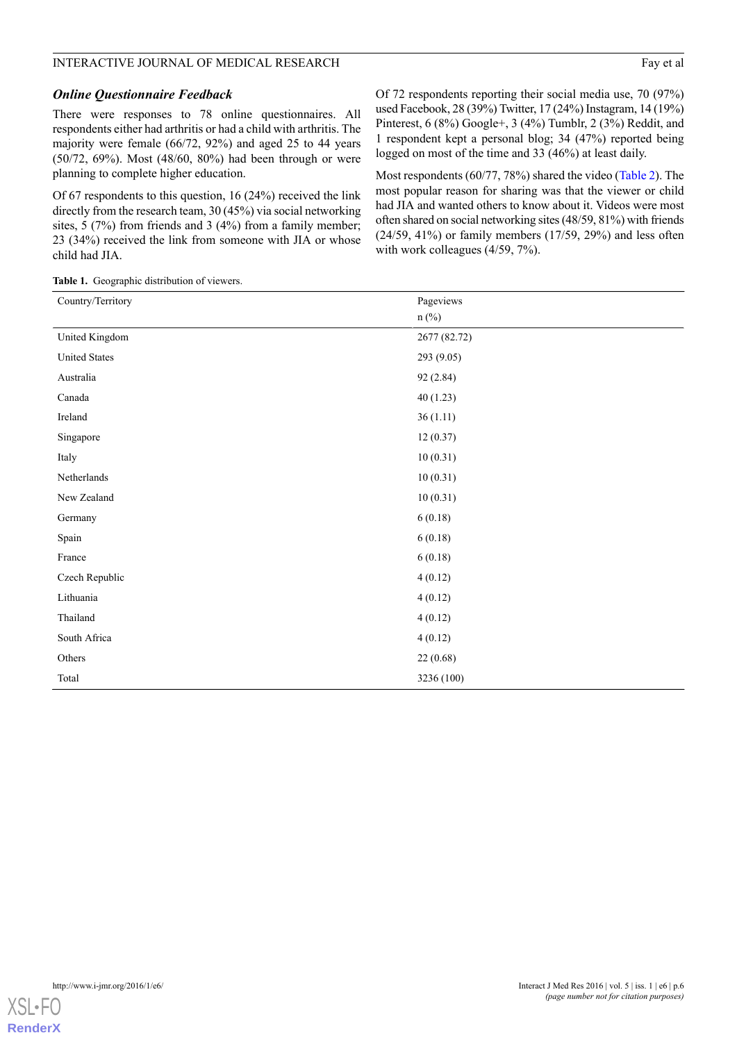### *Online Questionnaire Feedback*

There were responses to 78 online questionnaires. All respondents either had arthritis or had a child with arthritis. The majority were female (66/72, 92%) and aged 25 to 44 years (50/72, 69%). Most (48/60, 80%) had been through or were planning to complete higher education.

Of 67 respondents to this question, 16 (24%) received the link directly from the research team, 30 (45%) via social networking sites, 5 (7%) from friends and 3 (4%) from a family member; 23 (34%) received the link from someone with JIA or whose child had JIA.

Of 72 respondents reporting their social media use, 70 (97%) used Facebook, 28 (39%) Twitter, 17 (24%) Instagram, 14 (19%) Pinterest, 6 (8%) Google+, 3 (4%) Tumblr, 2 (3%) Reddit, and 1 respondent kept a personal blog; 34 (47%) reported being logged on most of the time and 33 (46%) at least daily.

Most respondents (60/77, 78%) shared the video (Table 2). The most popular reason for sharing was that the viewer or child had JIA and wanted others to know about it. Videos were most often shared on social networking sites (48/59, 81%) with friends (24/59, 41%) or family members (17/59, 29%) and less often with work colleagues (4/59, 7%).

**Table 1.** Geographic distribution of viewers.

| Country/Territory | Pageviews n (%) |
|---|---|
| United Kingdom | 2677 (82.72) |
| United States | 293 (9.05) |
| Australia | 92 (2.84) |
| Canada | 40 (1.23) |
| Ireland | 36 (1.11) |
| Singapore | 12 (0.37) |
| Italy | 10 (0.31) |
| Netherlands | 10 (0.31) |
| New Zealand | 10 (0.31) |
| Germany | 6 (0.18) |
| Spain | 6 (0.18) |
| France | 6 (0.18) |
| Czech Republic | 4 (0.12) |
| Lithuania | 4 (0.12) |
| Thailand | 4 (0.12) |
| South Africa | 4 (0.12) |
| Others | 22 (0.68) |
| Total | 3236 (100) |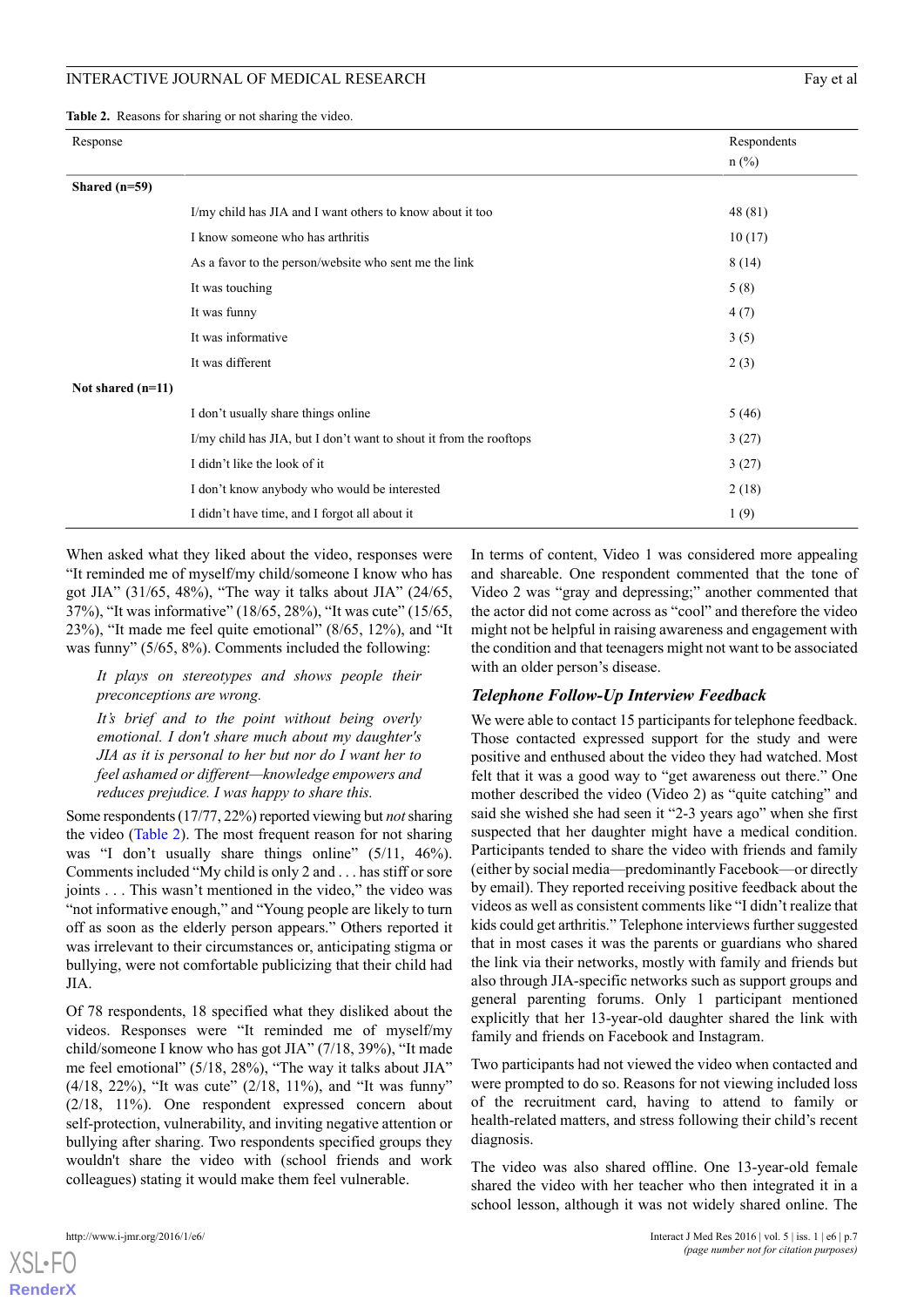**Table 2.** Reasons for sharing or not sharing the video.

| Response | | Respondents n (%) |
|---|---|---|
| **Shared (n=59)** | | |
| | I/my child has JIA and I want others to know about it too | 48 (81) |
| | I know someone who has arthritis | 10 (17) |
| | As a favor to the person/website who sent me the link | 8 (14) |
| | It was touching | 5 (8) |
| | It was funny | 4 (7) |
| | It was informative | 3 (5) |
| | It was different | 2 (3) |
| **Not shared (n=11)** | | |
| | I don't usually share things online | 5 (46) |
| | I/my child has JIA, but I don't want to shout it from the rooftops | 3 (27) |
| | I didn't like the look of it | 3 (27) |
| | I don't know anybody who would be interested | 2 (18) |
| | I didn't have time, and I forgot all about it | 1 (9) |

When asked what they liked about the video, responses were "It reminded me of myself/my child/someone I know who has got JIA" (31/65, 48%), "The way it talks about JIA" (24/65, 37%), "It was informative" (18/65, 28%), "It was cute" (15/65, 23%), "It made me feel quite emotional" (8/65, 12%), and "It was funny" (5/65, 8%). Comments included the following:

> *It plays on stereotypes and shows people their preconceptions are wrong.*

> *It's brief and to the point without being overly emotional. I don't share much about my daughter's JIA as it is personal to her but nor do I want her to feel ashamed or different—knowledge empowers and reduces prejudice. I was happy to share this.*

Some respondents (17/77, 22%) reported viewing but *not* sharing the video (Table 2). The most frequent reason for not sharing was "I don't usually share things online" (5/11, 46%). Comments included "My child is only 2 and . . . has stiff or sore joints . . . This wasn't mentioned in the video," the video was "not informative enough," and "Young people are likely to turn off as soon as the elderly person appears." Others reported it was irrelevant to their circumstances or, anticipating stigma or bullying, were not comfortable publicizing that their child had JIA.

Of 78 respondents, 18 specified what they disliked about the videos. Responses were "It reminded me of myself/my child/someone I know who has got JIA" (7/18, 39%), "It made me feel emotional" (5/18, 28%), "The way it talks about JIA" (4/18, 22%), "It was cute" (2/18, 11%), and "It was funny" (2/18, 11%). One respondent expressed concern about self-protection, vulnerability, and inviting negative attention or bullying after sharing. Two respondents specified groups they wouldn't share the video with (school friends and work colleagues) stating it would make them feel vulnerable.

In terms of content, Video 1 was considered more appealing and shareable. One respondent commented that the tone of Video 2 was "gray and depressing;" another commented that the actor did not come across as "cool" and therefore the video might not be helpful in raising awareness and engagement with the condition and that teenagers might not want to be associated with an older person's disease.

### *Telephone Follow-Up Interview Feedback*

We were able to contact 15 participants for telephone feedback. Those contacted expressed support for the study and were positive and enthused about the video they had watched. Most felt that it was a good way to "get awareness out there." One mother described the video (Video 2) as "quite catching" and said she wished she had seen it "2-3 years ago" when she first suspected that her daughter might have a medical condition. Participants tended to share the video with friends and family (either by social media—predominantly Facebook—or directly by email). They reported receiving positive feedback about the videos as well as consistent comments like "I didn't realize that kids could get arthritis." Telephone interviews further suggested that in most cases it was the parents or guardians who shared the link via their networks, mostly with family and friends but also through JIA-specific networks such as support groups and general parenting forums. Only 1 participant mentioned explicitly that her 13-year-old daughter shared the link with family and friends on Facebook and Instagram.

Two participants had not viewed the video when contacted and were prompted to do so. Reasons for not viewing included loss of the recruitment card, having to attend to family or health-related matters, and stress following their child's recent diagnosis.

The video was also shared offline. One 13-year-old female shared the video with her teacher who then integrated it in a school lesson, although it was not widely shared online. The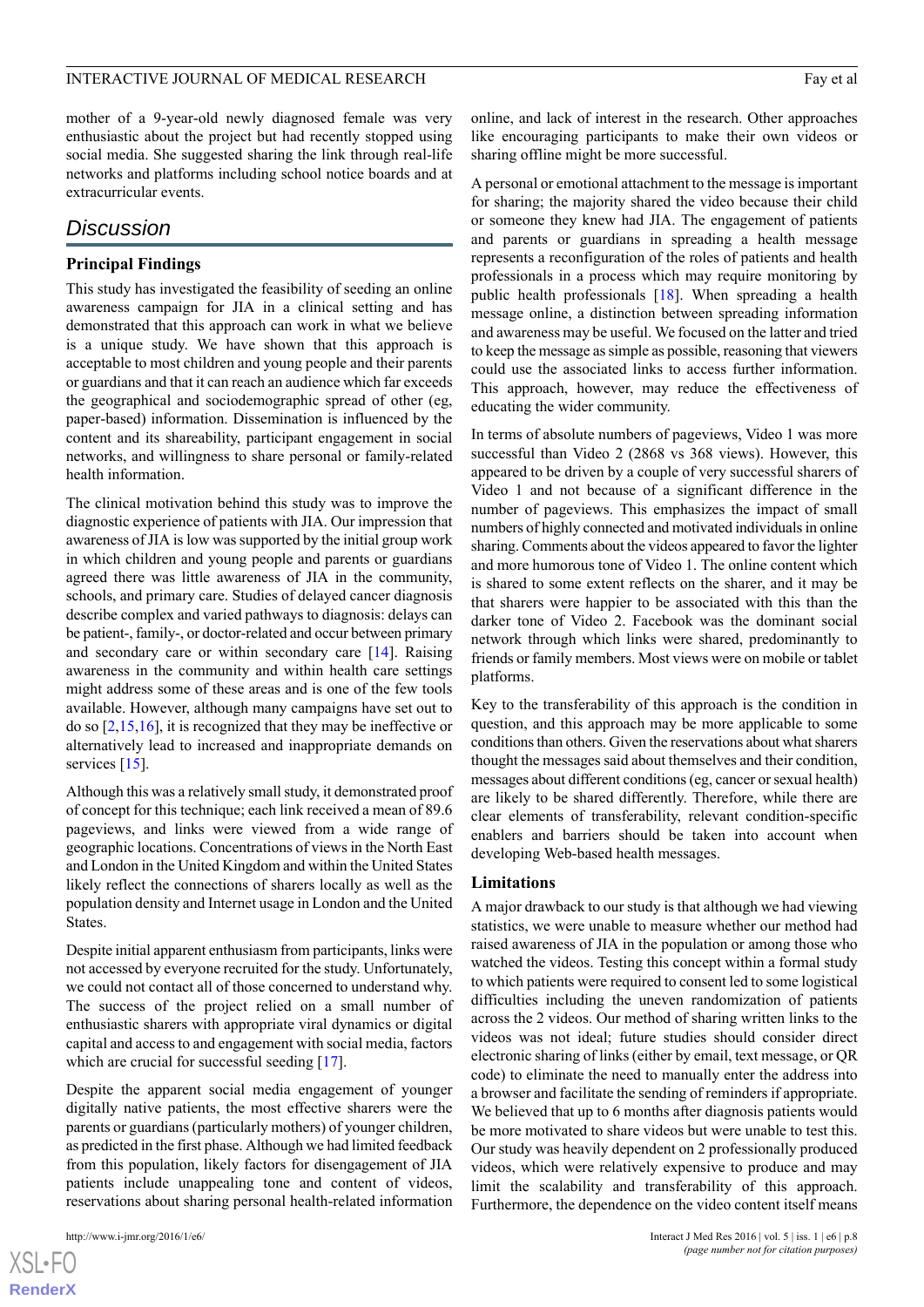mother of a 9-year-old newly diagnosed female was very enthusiastic about the project but had recently stopped using social media. She suggested sharing the link through real-life networks and platforms including school notice boards and at extracurricular events.

## Discussion

### Principal Findings

This study has investigated the feasibility of seeding an online awareness campaign for JIA in a clinical setting and has demonstrated that this approach can work in what we believe is a unique study. We have shown that this approach is acceptable to most children and young people and their parents or guardians and that it can reach an audience which far exceeds the geographical and sociodemographic spread of other (eg, paper-based) information. Dissemination is influenced by the content and its shareability, participant engagement in social networks, and willingness to share personal or family-related health information.

The clinical motivation behind this study was to improve the diagnostic experience of patients with JIA. Our impression that awareness of JIA is low was supported by the initial group work in which children and young people and parents or guardians agreed there was little awareness of JIA in the community, schools, and primary care. Studies of delayed cancer diagnosis describe complex and varied pathways to diagnosis: delays can be patient-, family-, or doctor-related and occur between primary and secondary care or within secondary care [14]. Raising awareness in the community and within health care settings might address some of these areas and is one of the few tools available. However, although many campaigns have set out to do so [2,15,16], it is recognized that they may be ineffective or alternatively lead to increased and inappropriate demands on services [15].

Although this was a relatively small study, it demonstrated proof of concept for this technique; each link received a mean of 89.6 pageviews, and links were viewed from a wide range of geographic locations. Concentrations of views in the North East and London in the United Kingdom and within the United States likely reflect the connections of sharers locally as well as the population density and Internet usage in London and the United States.

Despite initial apparent enthusiasm from participants, links were not accessed by everyone recruited for the study. Unfortunately, we could not contact all of those concerned to understand why. The success of the project relied on a small number of enthusiastic sharers with appropriate viral dynamics or digital capital and access to and engagement with social media, factors which are crucial for successful seeding [17].

Despite the apparent social media engagement of younger digitally native patients, the most effective sharers were the parents or guardians (particularly mothers) of younger children, as predicted in the first phase. Although we had limited feedback from this population, likely factors for disengagement of JIA patients include unappealing tone and content of videos, reservations about sharing personal health-related information online, and lack of interest in the research. Other approaches like encouraging participants to make their own videos or sharing offline might be more successful.

A personal or emotional attachment to the message is important for sharing; the majority shared the video because their child or someone they knew had JIA. The engagement of patients and parents or guardians in spreading a health message represents a reconfiguration of the roles of patients and health professionals in a process which may require monitoring by public health professionals [18]. When spreading a health message online, a distinction between spreading information and awareness may be useful. We focused on the latter and tried to keep the message as simple as possible, reasoning that viewers could use the associated links to access further information. This approach, however, may reduce the effectiveness of educating the wider community.

In terms of absolute numbers of pageviews, Video 1 was more successful than Video 2 (2868 vs 368 views). However, this appeared to be driven by a couple of very successful sharers of Video 1 and not because of a significant difference in the number of pageviews. This emphasizes the impact of small numbers of highly connected and motivated individuals in online sharing. Comments about the videos appeared to favor the lighter and more humorous tone of Video 1. The online content which is shared to some extent reflects on the sharer, and it may be that sharers were happier to be associated with this than the darker tone of Video 2. Facebook was the dominant social network through which links were shared, predominantly to friends or family members. Most views were on mobile or tablet platforms.

Key to the transferability of this approach is the condition in question, and this approach may be more applicable to some conditions than others. Given the reservations about what sharers thought the messages said about themselves and their condition, messages about different conditions (eg, cancer or sexual health) are likely to be shared differently. Therefore, while there are clear elements of transferability, relevant condition-specific enablers and barriers should be taken into account when developing Web-based health messages.

### Limitations

A major drawback to our study is that although we had viewing statistics, we were unable to measure whether our method had raised awareness of JIA in the population or among those who watched the videos. Testing this concept within a formal study to which patients were required to consent led to some logistical difficulties including the uneven randomization of patients across the 2 videos. Our method of sharing written links to the videos was not ideal; future studies should consider direct electronic sharing of links (either by email, text message, or QR code) to eliminate the need to manually enter the address into a browser and facilitate the sending of reminders if appropriate. We believed that up to 6 months after diagnosis patients would be more motivated to share videos but were unable to test this. Our study was heavily dependent on 2 professionally produced videos, which were relatively expensive to produce and may limit the scalability and transferability of this approach. Furthermore, the dependence on the video content itself means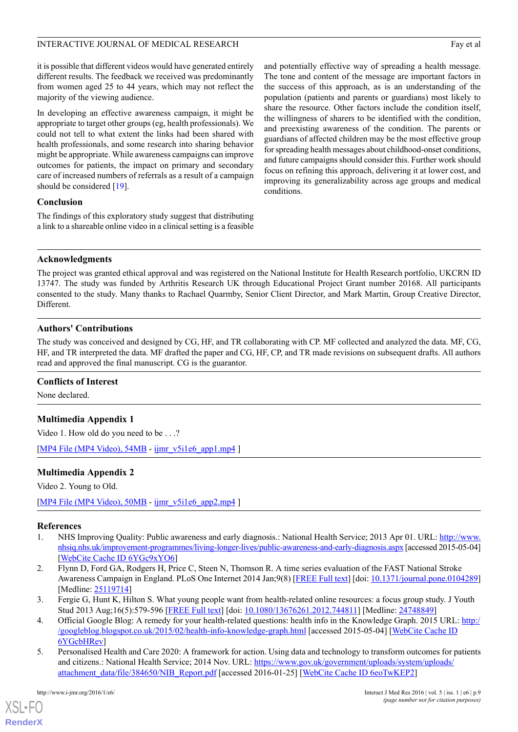it is possible that different videos would have generated entirely different results. The feedback we received was predominantly from women aged 25 to 44 years, which may not reflect the majority of the viewing audience.

In developing an effective awareness campaign, it might be appropriate to target other groups (eg, health professionals). We could not tell to what extent the links had been shared with health professionals, and some research into sharing behavior might be appropriate. While awareness campaigns can improve outcomes for patients, the impact on primary and secondary care of increased numbers of referrals as a result of a campaign should be considered [19].

### Conclusion

The findings of this exploratory study suggest that distributing a link to a shareable online video in a clinical setting is a feasible and potentially effective way of spreading a health message. The tone and content of the message are important factors in the success of this approach, as is an understanding of the population (patients and parents or guardians) most likely to share the resource. Other factors include the condition itself, the willingness of sharers to be identified with the condition, and preexisting awareness of the condition. The parents or guardians of affected children may be the most effective group for spreading health messages about childhood-onset conditions, and future campaigns should consider this. Further work should focus on refining this approach, delivering it at lower cost, and improving its generalizability across age groups and medical conditions.

## Acknowledgments

The project was granted ethical approval and was registered on the National Institute for Health Research portfolio, UKCRN ID 13747. The study was funded by Arthritis Research UK through Educational Project Grant number 20168. All participants consented to the study. Many thanks to Rachael Quarmby, Senior Client Director, and Mark Martin, Group Creative Director, Different.

## Authors' Contributions

The study was conceived and designed by CG, HF, and TR collaborating with CP. MF collected and analyzed the data. MF, CG, HF, and TR interpreted the data. MF drafted the paper and CG, HF, CP, and TR made revisions on subsequent drafts. All authors read and approved the final manuscript. CG is the guarantor.

## Conflicts of Interest

None declared.

## Multimedia Appendix 1

Video 1. How old do you need to be . . .?

[MP4 File (MP4 Video), 54MB - ijmr_v5i1e6_app1.mp4 ]

## Multimedia Appendix 2

Video 2. Young to Old.

[MP4 File (MP4 Video), 50MB - ijmr_v5i1e6_app2.mp4 ]

## References

1. NHS Improving Quality: Public awareness and early diagnosis.: National Health Service; 2013 Apr 01. URL: http://www.nhsiq.nhs.uk/improvement-programmes/living-longer-lives/public-awareness-and-early-diagnosis.aspx [accessed 2015-05-04] [WebCite Cache ID 6YGc9xYO6]
2. Flynn D, Ford GA, Rodgers H, Price C, Steen N, Thomson R. A time series evaluation of the FAST National Stroke Awareness Campaign in England. PLoS One Internet 2014 Jan;9(8) [FREE Full text] [doi: 10.1371/journal.pone.0104289] [Medline: 25119714]
3. Fergie G, Hunt K, Hilton S. What young people want from health-related online resources: a focus group study. J Youth Stud 2013 Aug;16(5):579-596 [FREE Full text] [doi: 10.1080/13676261.2012.744811] [Medline: 24748849]
4. Official Google Blog: A remedy for your health-related questions: health info in the Knowledge Graph. 2015 URL: http://googleblog.blogspot.co.uk/2015/02/health-info-knowledge-graph.html [accessed 2015-05-04] [WebCite Cache ID 6YGcbHRev]
5. Personalised Health and Care 2020: A framework for action. Using data and technology to transform outcomes for patients and citizens.: National Health Service; 2014 Nov. URL: https://www.gov.uk/government/uploads/system/uploads/attachment_data/file/384650/NIB_Report.pdf [accessed 2016-01-25] [WebCite Cache ID 6eoTwKEP2]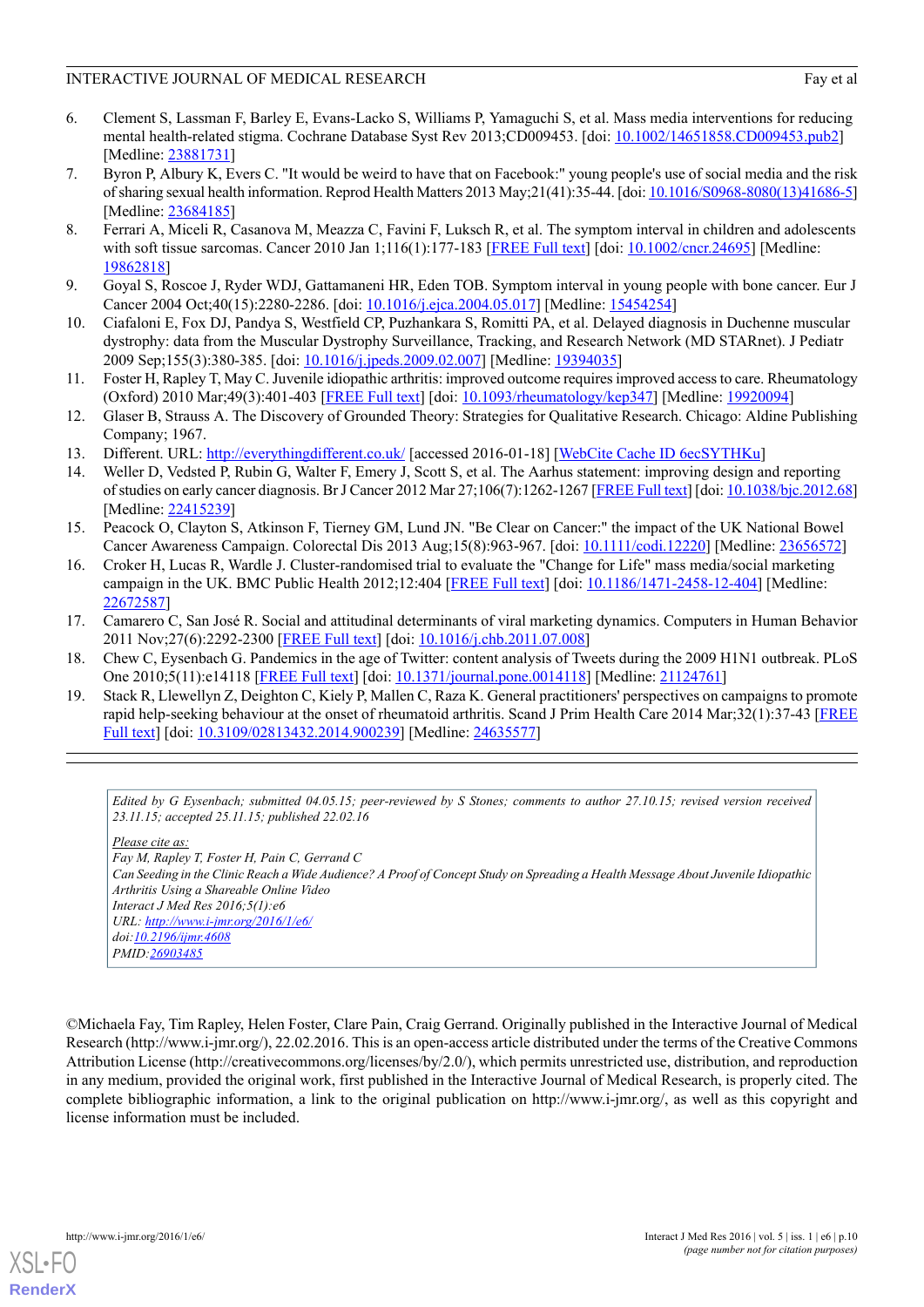6. Clement S, Lassman F, Barley E, Evans-Lacko S, Williams P, Yamaguchi S, et al. Mass media interventions for reducing mental health-related stigma. Cochrane Database Syst Rev 2013;CD009453. [doi: 10.1002/14651858.CD009453.pub2] [Medline: 23881731]
7. Byron P, Albury K, Evers C. "It would be weird to have that on Facebook:" young people's use of social media and the risk of sharing sexual health information. Reprod Health Matters 2013 May;21(41):35-44. [doi: 10.1016/S0968-8080(13)41686-5] [Medline: 23684185]
8. Ferrari A, Miceli R, Casanova M, Meazza C, Favini F, Luksch R, et al. The symptom interval in children and adolescents with soft tissue sarcomas. Cancer 2010 Jan 1;116(1):177-183 [FREE Full text] [doi: 10.1002/cncr.24695] [Medline: 19862818]
9. Goyal S, Roscoe J, Ryder WDJ, Gattamaneni HR, Eden TOB. Symptom interval in young people with bone cancer. Eur J Cancer 2004 Oct;40(15):2280-2286. [doi: 10.1016/j.ejca.2004.05.017] [Medline: 15454254]
10. Ciafaloni E, Fox DJ, Pandya S, Westfield CP, Puzhankara S, Romitti PA, et al. Delayed diagnosis in Duchenne muscular dystrophy: data from the Muscular Dystrophy Surveillance, Tracking, and Research Network (MD STARnet). J Pediatr 2009 Sep;155(3):380-385. [doi: 10.1016/j.jpeds.2009.02.007] [Medline: 19394035]
11. Foster H, Rapley T, May C. Juvenile idiopathic arthritis: improved outcome requires improved access to care. Rheumatology (Oxford) 2010 Mar;49(3):401-403 [FREE Full text] [doi: 10.1093/rheumatology/kep347] [Medline: 19920094]
12. Glaser B, Strauss A. The Discovery of Grounded Theory: Strategies for Qualitative Research. Chicago: Aldine Publishing Company; 1967.
13. Different. URL: http://everythingdifferent.co.uk/ [accessed 2016-01-18] [WebCite Cache ID 6ecSYTHKu]
14. Weller D, Vedsted P, Rubin G, Walter F, Emery J, Scott S, et al. The Aarhus statement: improving design and reporting of studies on early cancer diagnosis. Br J Cancer 2012 Mar 27;106(7):1262-1267 [FREE Full text] [doi: 10.1038/bjc.2012.68] [Medline: 22415239]
15. Peacock O, Clayton S, Atkinson F, Tierney GM, Lund JN. "Be Clear on Cancer:" the impact of the UK National Bowel Cancer Awareness Campaign. Colorectal Dis 2013 Aug;15(8):963-967. [doi: 10.1111/codi.12220] [Medline: 23656572]
16. Croker H, Lucas R, Wardle J. Cluster-randomised trial to evaluate the "Change for Life" mass media/social marketing campaign in the UK. BMC Public Health 2012;12:404 [FREE Full text] [doi: 10.1186/1471-2458-12-404] [Medline: 22672587]
17. Camarero C, San José R. Social and attitudinal determinants of viral marketing dynamics. Computers in Human Behavior 2011 Nov;27(6):2292-2300 [FREE Full text] [doi: 10.1016/j.chb.2011.07.008]
18. Chew C, Eysenbach G. Pandemics in the age of Twitter: content analysis of Tweets during the 2009 H1N1 outbreak. PLoS One 2010;5(11):e14118 [FREE Full text] [doi: 10.1371/journal.pone.0014118] [Medline: 21124761]
19. Stack R, Llewellyn Z, Deighton C, Kiely P, Mallen C, Raza K. General practitioners' perspectives on campaigns to promote rapid help-seeking behaviour at the onset of rheumatoid arthritis. Scand J Prim Health Care 2014 Mar;32(1):37-43 [FREE Full text] [doi: 10.3109/02813432.2014.900239] [Medline: 24635577]

---

*Edited by G Eysenbach; submitted 04.05.15; peer-reviewed by S Stones; comments to author 27.10.15; revised version received 23.11.15; accepted 25.11.15; published 22.02.16*

*Please cite as:*
*Fay M, Rapley T, Foster H, Pain C, Gerrand C*
*Can Seeding in the Clinic Reach a Wide Audience? A Proof of Concept Study on Spreading a Health Message About Juvenile Idiopathic Arthritis Using a Shareable Online Video*
*Interact J Med Res 2016;5(1):e6*
*URL: http://www.i-jmr.org/2016/1/e6/*
*doi:10.2196/ijmr.4608*
*PMID:26903485*

©Michaela Fay, Tim Rapley, Helen Foster, Clare Pain, Craig Gerrand. Originally published in the Interactive Journal of Medical Research (http://www.i-jmr.org/), 22.02.2016. This is an open-access article distributed under the terms of the Creative Commons Attribution License (http://creativecommons.org/licenses/by/2.0/), which permits unrestricted use, distribution, and reproduction in any medium, provided the original work, first published in the Interactive Journal of Medical Research, is properly cited. The complete bibliographic information, a link to the original publication on http://www.i-jmr.org/, as well as this copyright and license information must be included.